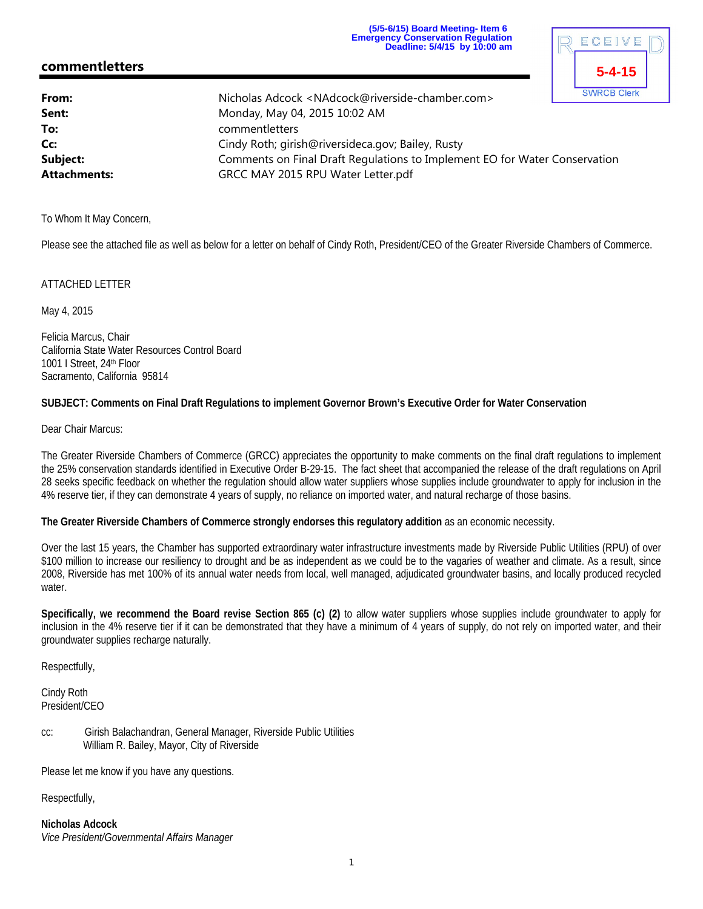(5/5-6/15) Board Meeting- Item 6
Emergency Conservation Regulation
Deadline: 5/4/15 by 10:00 am

RECEIVED
5-4-15
SWRCB Clerk

## commentletters

| | |
|---|---|
| **From:** | Nicholas Adcock <NAdcock@riverside-chamber.com> |
| **Sent:** | Monday, May 04, 2015 10:02 AM |
| **To:** | commentletters |
| **Cc:** | Cindy Roth; girish@riversideca.gov; Bailey, Rusty |
| **Subject:** | Comments on Final Draft Regulations to Implement EO for Water Conservation |
| **Attachments:** | GRCC MAY 2015 RPU Water Letter.pdf |

To Whom It May Concern,

Please see the attached file as well as below for a letter on behalf of Cindy Roth, President/CEO of the Greater Riverside Chambers of Commerce.

ATTACHED LETTER

May 4, 2015

Felicia Marcus, Chair
California State Water Resources Control Board
1001 I Street, 24th Floor
Sacramento, California 95814

**SUBJECT: Comments on Final Draft Regulations to implement Governor Brown's Executive Order for Water Conservation**

Dear Chair Marcus:

The Greater Riverside Chambers of Commerce (GRCC) appreciates the opportunity to make comments on the final draft regulations to implement the 25% conservation standards identified in Executive Order B-29-15. The fact sheet that accompanied the release of the draft regulations on April 28 seeks specific feedback on whether the regulation should allow water suppliers whose supplies include groundwater to apply for inclusion in the 4% reserve tier, if they can demonstrate 4 years of supply, no reliance on imported water, and natural recharge of those basins.

**The Greater Riverside Chambers of Commerce strongly endorses this regulatory addition** as an economic necessity.

Over the last 15 years, the Chamber has supported extraordinary water infrastructure investments made by Riverside Public Utilities (RPU) of over $100 million to increase our resiliency to drought and be as independent as we could be to the vagaries of weather and climate. As a result, since 2008, Riverside has met 100% of its annual water needs from local, well managed, adjudicated groundwater basins, and locally produced recycled water.

**Specifically, we recommend the Board revise Section 865 (c) (2)** to allow water suppliers whose supplies include groundwater to apply for inclusion in the 4% reserve tier if it can be demonstrated that they have a minimum of 4 years of supply, do not rely on imported water, and their groundwater supplies recharge naturally.

Respectfully,

Cindy Roth
President/CEO

cc: Girish Balachandran, General Manager, Riverside Public Utilities
William R. Bailey, Mayor, City of Riverside

Please let me know if you have any questions.

Respectfully,

**Nicholas Adcock**
*Vice President/Governmental Affairs Manager*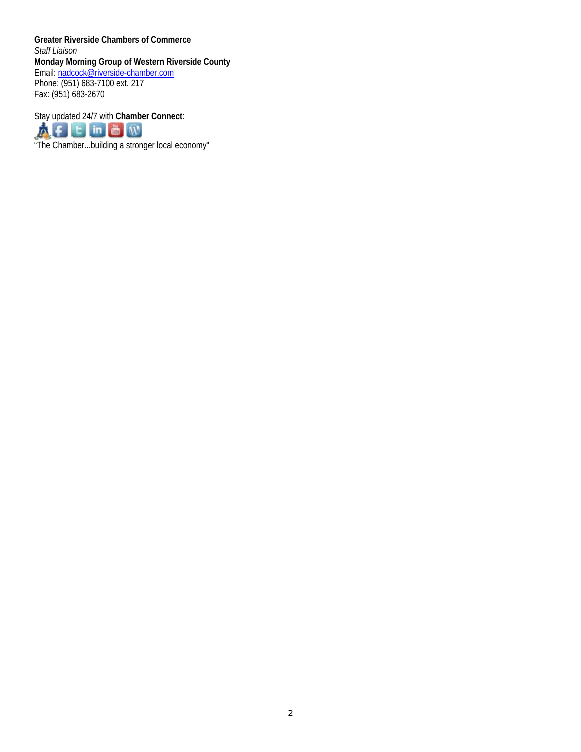**Greater Riverside Chambers of Commerce**
*Staff Liaison*
**Monday Morning Group of Western Riverside County**
Email: nadcock@riverside-chamber.com
Phone: (951) 683-7100 ext. 217
Fax: (951) 683-2670

Stay updated 24/7 with **Chamber Connect**:

"The Chamber...building a stronger local economy"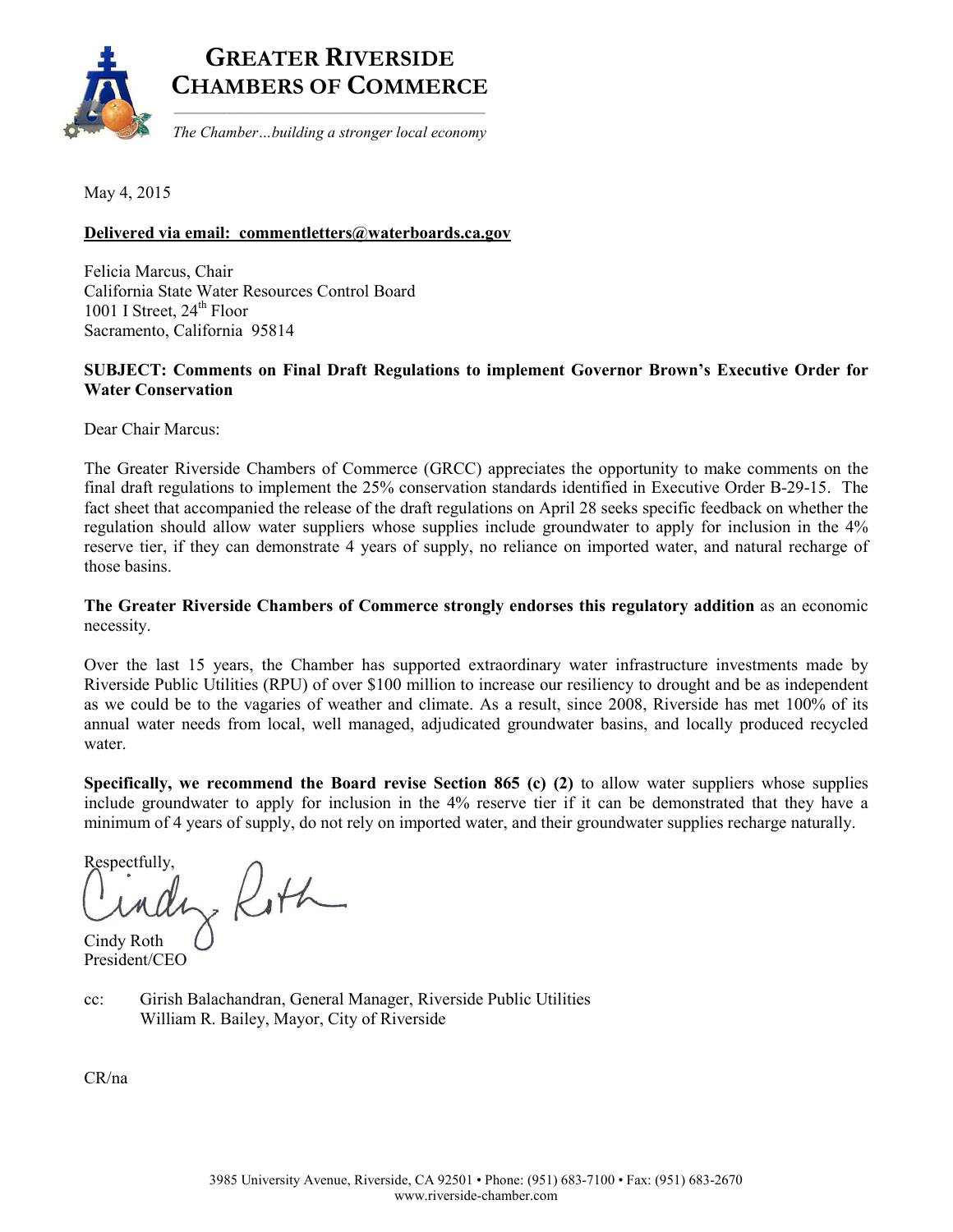# GREATER RIVERSIDE CHAMBERS OF COMMERCE

*The Chamber…building a stronger local economy*

May 4, 2015

**Delivered via email: commentletters@waterboards.ca.gov**

Felicia Marcus, Chair
California State Water Resources Control Board
1001 I Street, 24th Floor
Sacramento, California 95814

**SUBJECT: Comments on Final Draft Regulations to implement Governor Brown's Executive Order for Water Conservation**

Dear Chair Marcus:

The Greater Riverside Chambers of Commerce (GRCC) appreciates the opportunity to make comments on the final draft regulations to implement the 25% conservation standards identified in Executive Order B-29-15. The fact sheet that accompanied the release of the draft regulations on April 28 seeks specific feedback on whether the regulation should allow water suppliers whose supplies include groundwater to apply for inclusion in the 4% reserve tier, if they can demonstrate 4 years of supply, no reliance on imported water, and natural recharge of those basins.

**The Greater Riverside Chambers of Commerce strongly endorses this regulatory addition** as an economic necessity.

Over the last 15 years, the Chamber has supported extraordinary water infrastructure investments made by Riverside Public Utilities (RPU) of over $100 million to increase our resiliency to drought and be as independent as we could be to the vagaries of weather and climate. As a result, since 2008, Riverside has met 100% of its annual water needs from local, well managed, adjudicated groundwater basins, and locally produced recycled water.

**Specifically, we recommend the Board revise Section 865 (c) (2)** to allow water suppliers whose supplies include groundwater to apply for inclusion in the 4% reserve tier if it can be demonstrated that they have a minimum of 4 years of supply, do not rely on imported water, and their groundwater supplies recharge naturally.

Respectfully,

Cindy Roth
President/CEO

cc: Girish Balachandran, General Manager, Riverside Public Utilities
William R. Bailey, Mayor, City of Riverside

CR/na

3985 University Avenue, Riverside, CA 92501 • Phone: (951) 683-7100 • Fax: (951) 683-2670
www.riverside-chamber.com